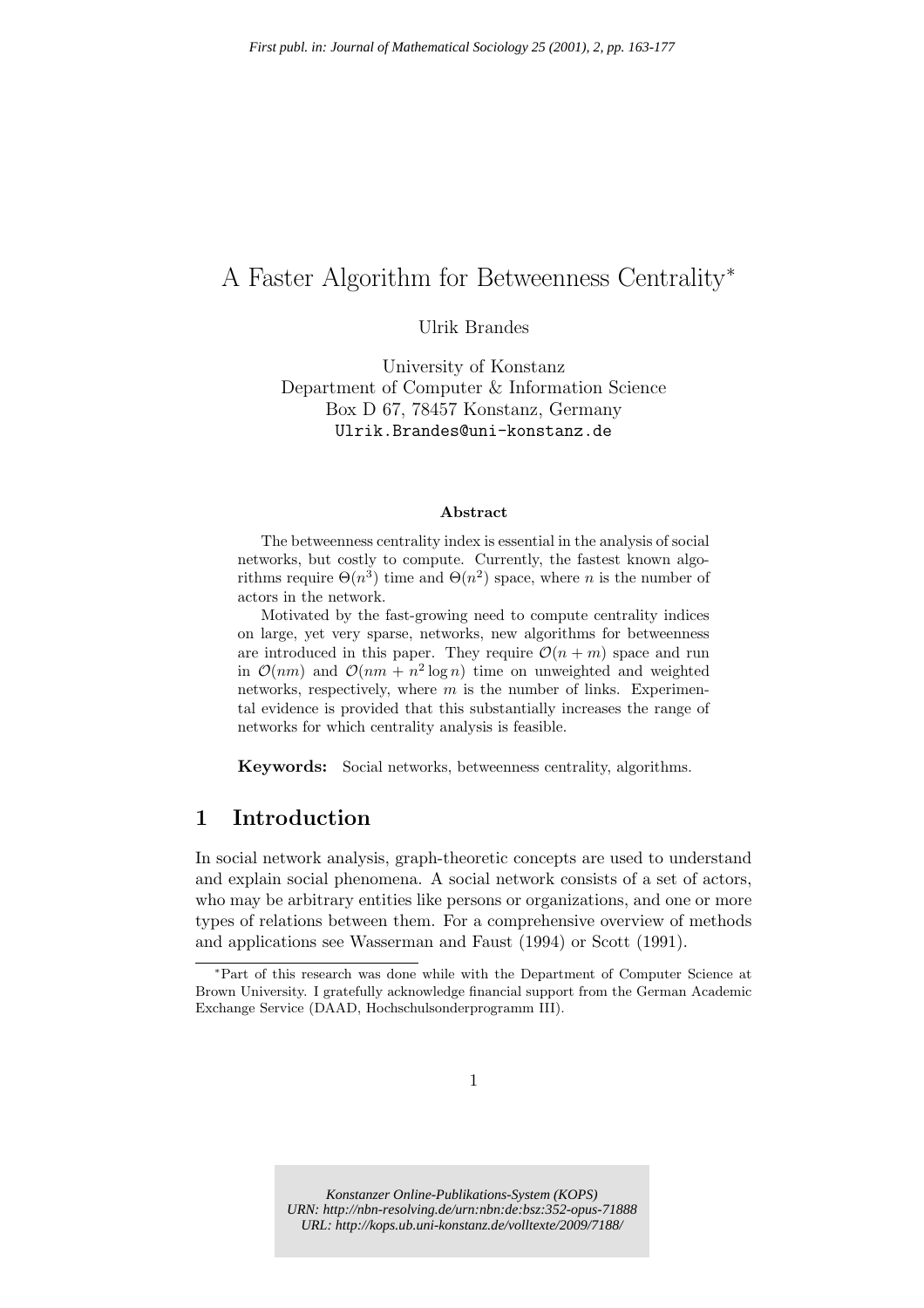# A Faster Algorithm for Betweenness Centrality*

Ulrik Brandes

University of Konstanz
Department of Computer & Information Science
Box D 67, 78457 Konstanz, Germany
Ulrik.Brandes@uni-konstanz.de

**Abstract**

The betweenness centrality index is essential in the analysis of social networks, but costly to compute. Currently, the fastest known algorithms require $\Theta(n^3)$ time and $\Theta(n^2)$ space, where $n$ is the number of actors in the network.

Motivated by the fast-growing need to compute centrality indices on large, yet very sparse, networks, new algorithms for betweenness are introduced in this paper. They require $\mathcal{O}(n + m)$ space and run in $\mathcal{O}(nm)$ and $\mathcal{O}(nm + n^2 \log n)$ time on unweighted and weighted networks, respectively, where $m$ is the number of links. Experimental evidence is provided that this substantially increases the range of networks for which centrality analysis is feasible.

**Keywords:** Social networks, betweenness centrality, algorithms.

## 1 Introduction

In social network analysis, graph-theoretic concepts are used to understand and explain social phenomena. A social network consists of a set of actors, who may be arbitrary entities like persons or organizations, and one or more types of relations between them. For a comprehensive overview of methods and applications see Wasserman and Faust (1994) or Scott (1991).

*Part of this research was done while with the Department of Computer Science at Brown University. I gratefully acknowledge financial support from the German Academic Exchange Service (DAAD, Hochschulsonderprogramm III).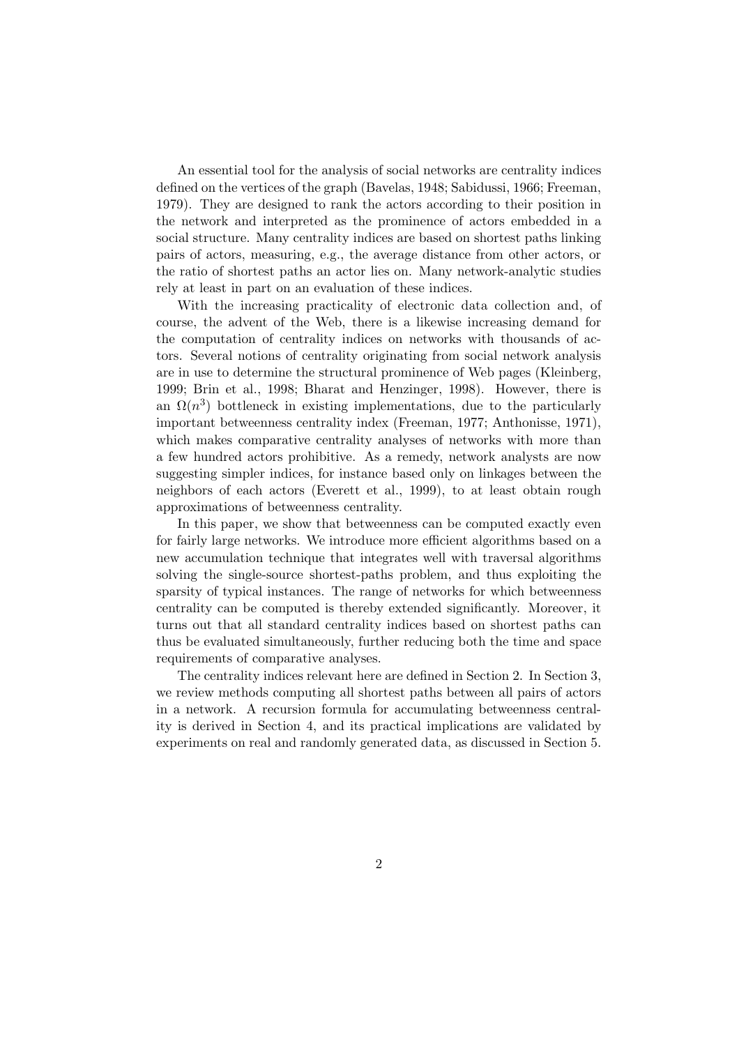An essential tool for the analysis of social networks are centrality indices defined on the vertices of the graph (Bavelas, 1948; Sabidussi, 1966; Freeman, 1979). They are designed to rank the actors according to their position in the network and interpreted as the prominence of actors embedded in a social structure. Many centrality indices are based on shortest paths linking pairs of actors, measuring, e.g., the average distance from other actors, or the ratio of shortest paths an actor lies on. Many network-analytic studies rely at least in part on an evaluation of these indices.

With the increasing practicality of electronic data collection and, of course, the advent of the Web, there is a likewise increasing demand for the computation of centrality indices on networks with thousands of actors. Several notions of centrality originating from social network analysis are in use to determine the structural prominence of Web pages (Kleinberg, 1999; Brin et al., 1998; Bharat and Henzinger, 1998). However, there is an $\Omega(n^3)$ bottleneck in existing implementations, due to the particularly important betweenness centrality index (Freeman, 1977; Anthonisse, 1971), which makes comparative centrality analyses of networks with more than a few hundred actors prohibitive. As a remedy, network analysts are now suggesting simpler indices, for instance based only on linkages between the neighbors of each actors (Everett et al., 1999), to at least obtain rough approximations of betweenness centrality.

In this paper, we show that betweenness can be computed exactly even for fairly large networks. We introduce more efficient algorithms based on a new accumulation technique that integrates well with traversal algorithms solving the single-source shortest-paths problem, and thus exploiting the sparsity of typical instances. The range of networks for which betweenness centrality can be computed is thereby extended significantly. Moreover, it turns out that all standard centrality indices based on shortest paths can thus be evaluated simultaneously, further reducing both the time and space requirements of comparative analyses.

The centrality indices relevant here are defined in Section 2. In Section 3, we review methods computing all shortest paths between all pairs of actors in a network. A recursion formula for accumulating betweenness centrality is derived in Section 4, and its practical implications are validated by experiments on real and randomly generated data, as discussed in Section 5.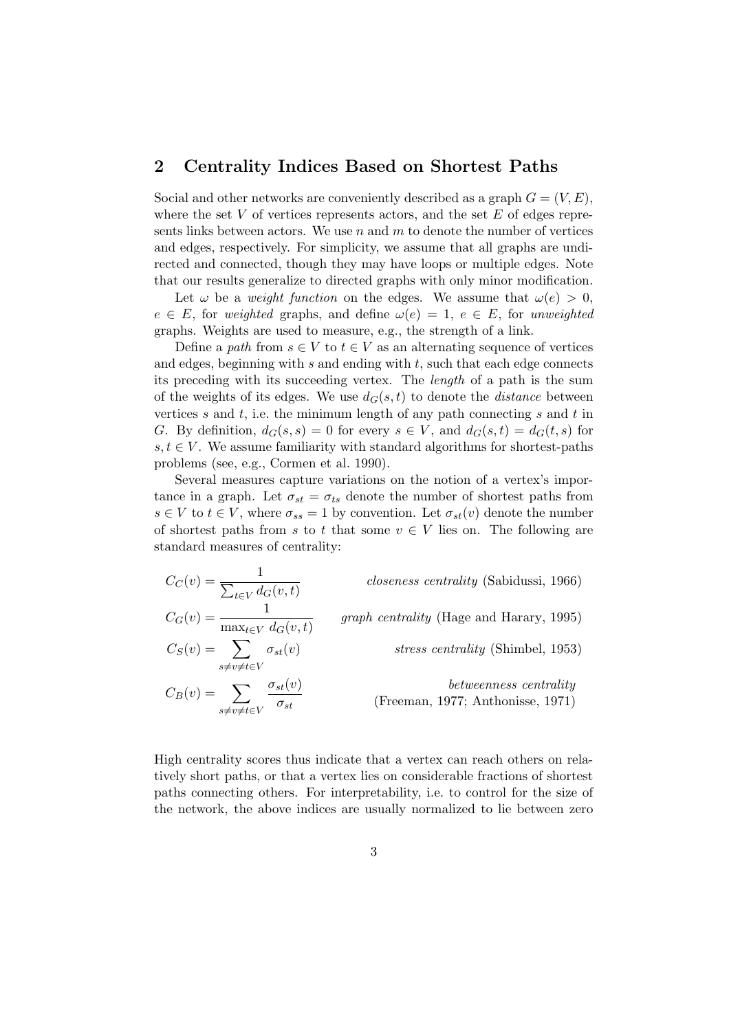## 2 Centrality Indices Based on Shortest Paths

Social and other networks are conveniently described as a graph $G = (V, E)$, where the set $V$ of vertices represents actors, and the set $E$ of edges represents links between actors. We use $n$ and $m$ to denote the number of vertices and edges, respectively. For simplicity, we assume that all graphs are undirected and connected, though they may have loops or multiple edges. Note that our results generalize to directed graphs with only minor modification.

Let $\omega$ be a *weight function* on the edges. We assume that $\omega(e) > 0$, $e \in E$, for *weighted* graphs, and define $\omega(e) = 1$, $e \in E$, for *unweighted* graphs. Weights are used to measure, e.g., the strength of a link.

Define a *path* from $s \in V$ to $t \in V$ as an alternating sequence of vertices and edges, beginning with $s$ and ending with $t$, such that each edge connects its preceding with its succeeding vertex. The *length* of a path is the sum of the weights of its edges. We use $d_G(s, t)$ to denote the *distance* between vertices $s$ and $t$, i.e. the minimum length of any path connecting $s$ and $t$ in $G$. By definition, $d_G(s, s) = 0$ for every $s \in V$, and $d_G(s, t) = d_G(t, s)$ for $s, t \in V$. We assume familiarity with standard algorithms for shortest-paths problems (see, e.g., Cormen et al. 1990).

Several measures capture variations on the notion of a vertex's importance in a graph. Let $\sigma_{st} = \sigma_{ts}$ denote the number of shortest paths from $s \in V$ to $t \in V$, where $\sigma_{ss} = 1$ by convention. Let $\sigma_{st}(v)$ denote the number of shortest paths from $s$ to $t$ that some $v \in V$ lies on. The following are standard measures of centrality:

$$C_C(v) = \frac{1}{\sum_{t \in V} d_G(v, t)} \qquad \text{closeness centrality (Sabidussi, 1966)}$$

$$C_G(v) = \frac{1}{\max_{t \in V} d_G(v, t)} \qquad \text{graph centrality (Hage and Harary, 1995)}$$

$$C_S(v) = \sum_{s \neq v \neq t \in V} \sigma_{st}(v) \qquad \text{stress centrality (Shimbel, 1953)}$$

$$C_B(v) = \sum_{s \neq v \neq t \in V} \frac{\sigma_{st}(v)}{\sigma_{st}} \qquad \text{betweenness centrality (Freeman, 1977; Anthonisse, 1971)}$$

High centrality scores thus indicate that a vertex can reach others on relatively short paths, or that a vertex lies on considerable fractions of shortest paths connecting others. For interpretability, i.e. to control for the size of the network, the above indices are usually normalized to lie between zero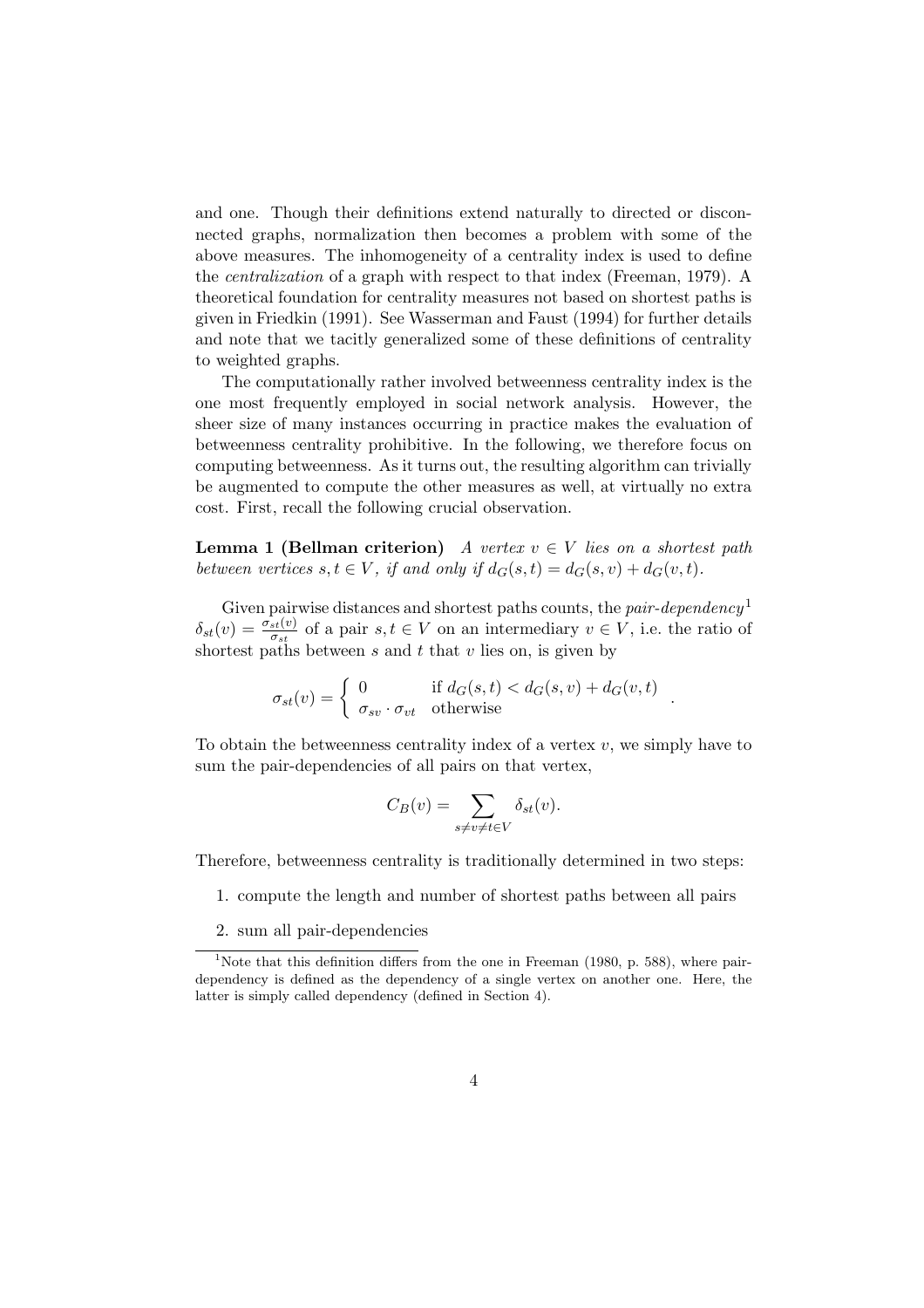and one. Though their definitions extend naturally to directed or disconnected graphs, normalization then becomes a problem with some of the above measures. The inhomogeneity of a centrality index is used to define the *centralization* of a graph with respect to that index (Freeman, 1979). A theoretical foundation for centrality measures not based on shortest paths is given in Friedkin (1991). See Wasserman and Faust (1994) for further details and note that we tacitly generalized some of these definitions of centrality to weighted graphs.

The computationally rather involved betweenness centrality index is the one most frequently employed in social network analysis. However, the sheer size of many instances occurring in practice makes the evaluation of betweenness centrality prohibitive. In the following, we therefore focus on computing betweenness. As it turns out, the resulting algorithm can trivially be augmented to compute the other measures as well, at virtually no extra cost. First, recall the following crucial observation.

**Lemma 1 (Bellman criterion)** *A vertex $v \in V$ lies on a shortest path between vertices $s, t \in V$, if and only if $d_G(s,t) = d_G(s,v) + d_G(v,t)$.*

Given pairwise distances and shortest paths counts, the *pair-dependency*[1] $\delta_{st}(v) = \frac{\sigma_{st}(v)}{\sigma_{st}}$ of a pair $s, t \in V$ on an intermediary $v \in V$, i.e. the ratio of shortest paths between $s$ and $t$ that $v$ lies on, is given by

$$\sigma_{st}(v) = \begin{cases} 0 & \text{if } d_G(s,t) < d_G(s,v) + d_G(v,t) \\ \sigma_{sv} \cdot \sigma_{vt} & \text{otherwise} \end{cases} .$$

To obtain the betweenness centrality index of a vertex $v$, we simply have to sum the pair-dependencies of all pairs on that vertex,

$$C_B(v) = \sum_{s \neq v \neq t \in V} \delta_{st}(v).$$

Therefore, betweenness centrality is traditionally determined in two steps:

1. compute the length and number of shortest paths between all pairs
2. sum all pair-dependencies

[1] Note that this definition differs from the one in Freeman (1980, p. 588), where pair-dependency is defined as the dependency of a single vertex on another one. Here, the latter is simply called dependency (defined in Section 4).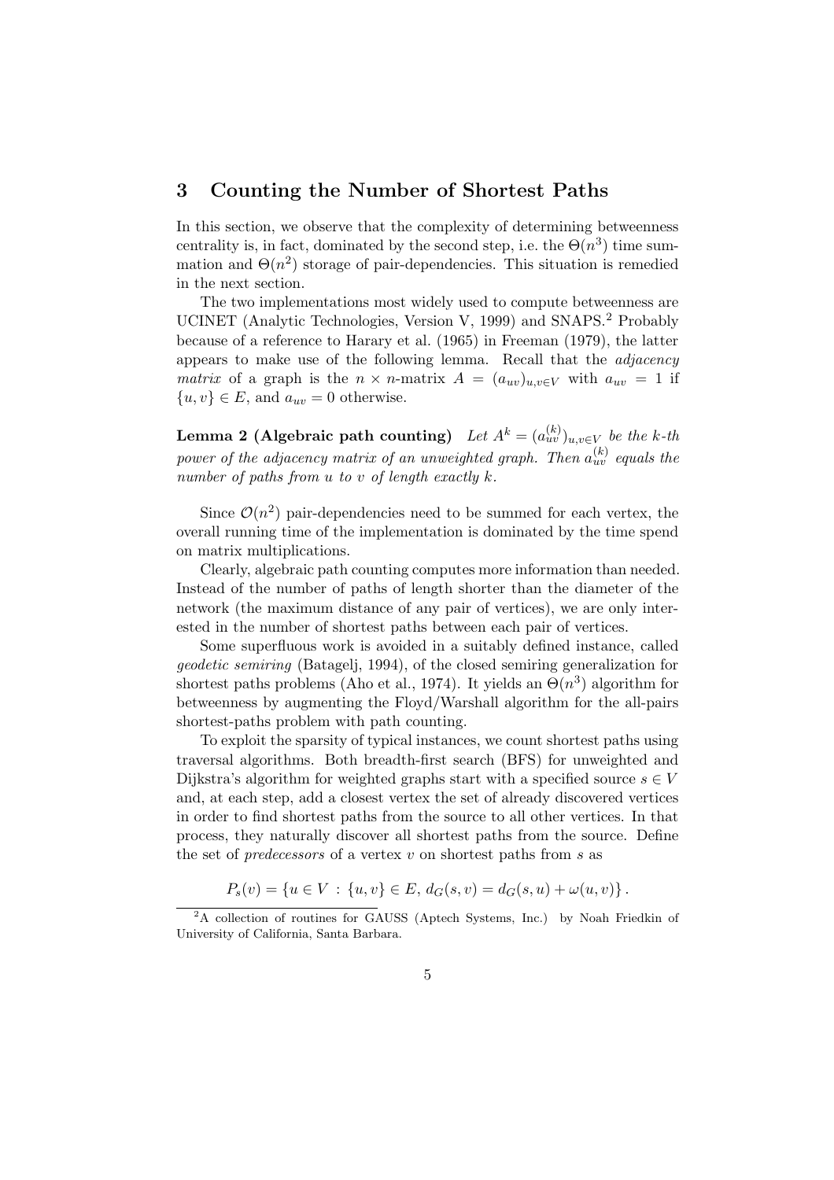## 3 Counting the Number of Shortest Paths

In this section, we observe that the complexity of determining betweenness centrality is, in fact, dominated by the second step, i.e. the $\Theta(n^3)$ time summation and $\Theta(n^2)$ storage of pair-dependencies. This situation is remedied in the next section.

The two implementations most widely used to compute betweenness are UCINET (Analytic Technologies, Version V, 1999) and SNAPS.[2] Probably because of a reference to Harary et al. (1965) in Freeman (1979), the latter appears to make use of the following lemma. Recall that the *adjacency matrix* of a graph is the $n \times n$-matrix $A = (a_{uv})_{u,v \in V}$ with $a_{uv} = 1$ if $\{u, v\} \in E$, and $a_{uv} = 0$ otherwise.

**Lemma 2 (Algebraic path counting)** *Let $A^k = (a_{uv}^{(k)})_{u,v \in V}$ be the $k$-th power of the adjacency matrix of an unweighted graph. Then $a_{uv}^{(k)}$ equals the number of paths from $u$ to $v$ of length exactly $k$.*

Since $\mathcal{O}(n^2)$ pair-dependencies need to be summed for each vertex, the overall running time of the implementation is dominated by the time spend on matrix multiplications.

Clearly, algebraic path counting computes more information than needed. Instead of the number of paths of length shorter than the diameter of the network (the maximum distance of any pair of vertices), we are only interested in the number of shortest paths between each pair of vertices.

Some superfluous work is avoided in a suitably defined instance, called *geodetic semiring* (Batagelj, 1994), of the closed semiring generalization for shortest paths problems (Aho et al., 1974). It yields an $\Theta(n^3)$ algorithm for betweenness by augmenting the Floyd/Warshall algorithm for the all-pairs shortest-paths problem with path counting.

To exploit the sparsity of typical instances, we count shortest paths using traversal algorithms. Both breadth-first search (BFS) for unweighted and Dijkstra's algorithm for weighted graphs start with a specified source $s \in V$ and, at each step, add a closest vertex the set of already discovered vertices in order to find shortest paths from the source to all other vertices. In that process, they naturally discover all shortest paths from the source. Define the set of *predecessors* of a vertex $v$ on shortest paths from $s$ as

$$P_s(v) = \{u \in V \,:\, \{u, v\} \in E,\, d_G(s, v) = d_G(s, u) + \omega(u, v)\}\,.$$

[2] A collection of routines for GAUSS (Aptech Systems, Inc.) by Noah Friedkin of University of California, Santa Barbara.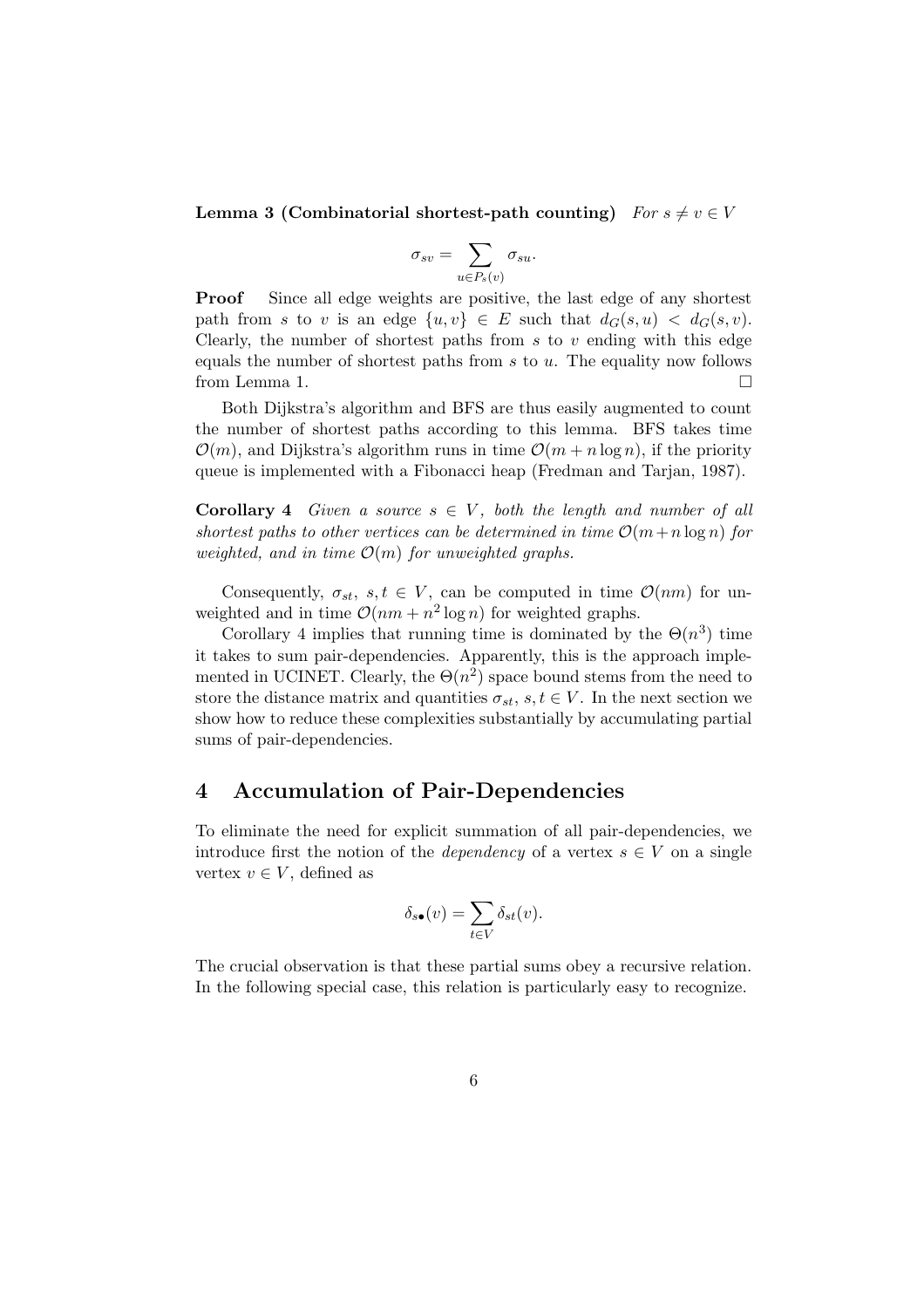**Lemma 3 (Combinatorial shortest-path counting)** *For $s \neq v \in V$*

$$\sigma_{sv} = \sum_{u \in P_s(v)} \sigma_{su}.$$

**Proof** Since all edge weights are positive, the last edge of any shortest path from $s$ to $v$ is an edge $\{u, v\} \in E$ such that $d_G(s, u) < d_G(s, v)$. Clearly, the number of shortest paths from $s$ to $v$ ending with this edge equals the number of shortest paths from $s$ to $u$. The equality now follows from Lemma 1. $\square$

Both Dijkstra's algorithm and BFS are thus easily augmented to count the number of shortest paths according to this lemma. BFS takes time $\mathcal{O}(m)$, and Dijkstra's algorithm runs in time $\mathcal{O}(m + n \log n)$, if the priority queue is implemented with a Fibonacci heap (Fredman and Tarjan, 1987).

**Corollary 4** *Given a source $s \in V$, both the length and number of all shortest paths to other vertices can be determined in time $\mathcal{O}(m + n \log n)$ for weighted, and in time $\mathcal{O}(m)$ for unweighted graphs.*

Consequently, $\sigma_{st}$, $s, t \in V$, can be computed in time $\mathcal{O}(nm)$ for unweighted and in time $\mathcal{O}(nm + n^2 \log n)$ for weighted graphs.

Corollary 4 implies that running time is dominated by the $\Theta(n^3)$ time it takes to sum pair-dependencies. Apparently, this is the approach implemented in UCINET. Clearly, the $\Theta(n^2)$ space bound stems from the need to store the distance matrix and quantities $\sigma_{st}$, $s, t \in V$. In the next section we show how to reduce these complexities substantially by accumulating partial sums of pair-dependencies.

## 4 Accumulation of Pair-Dependencies

To eliminate the need for explicit summation of all pair-dependencies, we introduce first the notion of the *dependency* of a vertex $s \in V$ on a single vertex $v \in V$, defined as

$$\delta_{s\bullet}(v) = \sum_{t \in V} \delta_{st}(v).$$

The crucial observation is that these partial sums obey a recursive relation. In the following special case, this relation is particularly easy to recognize.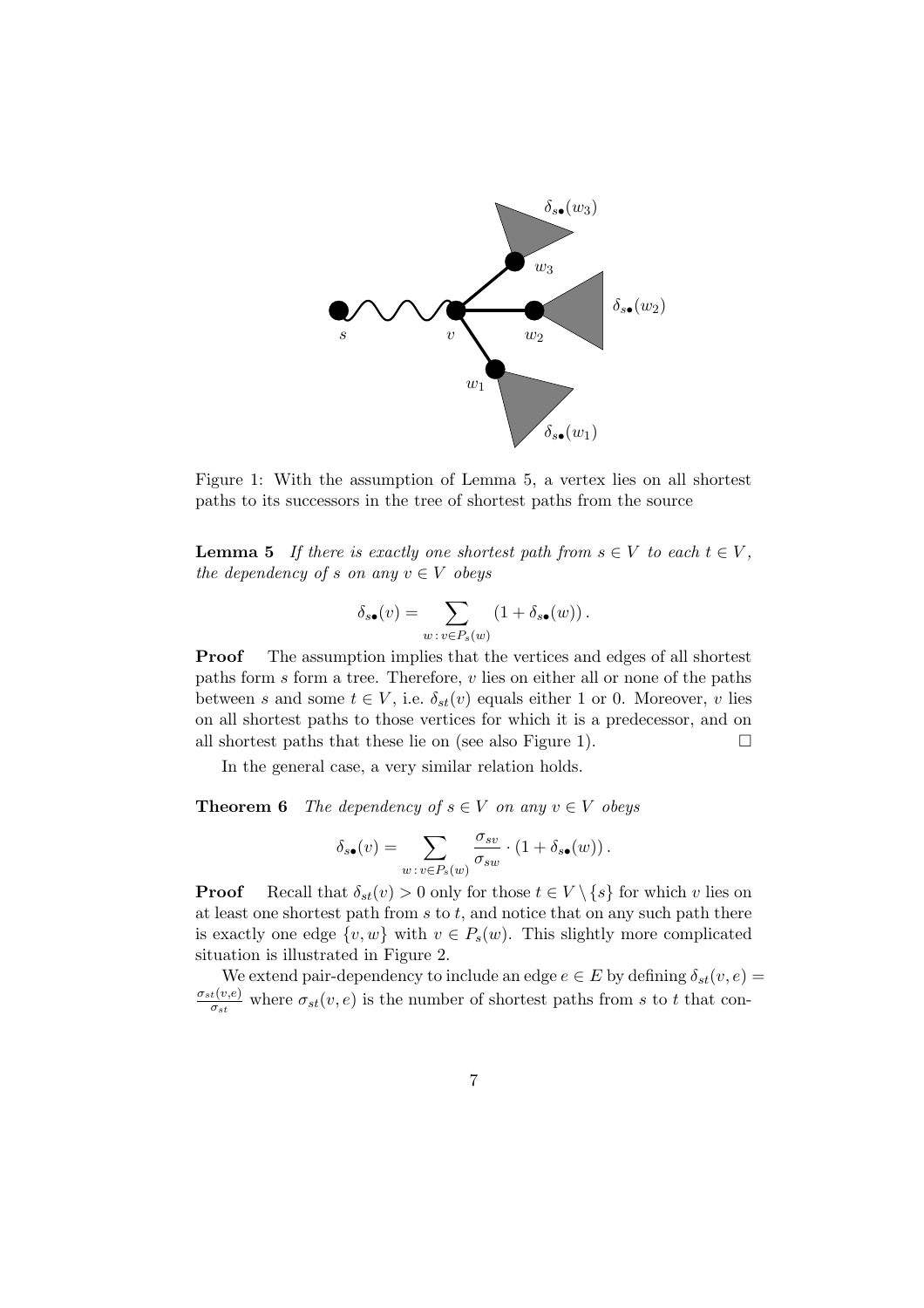Figure 1: With the assumption of Lemma 5, a vertex lies on all shortest paths to its successors in the tree of shortest paths from the source

**Lemma 5** *If there is exactly one shortest path from $s \in V$ to each $t \in V$, the dependency of $s$ on any $v \in V$ obeys*

$$\delta_{s\bullet}(v) = \sum_{w \,:\, v \in P_s(w)} (1 + \delta_{s\bullet}(w)) \,.$$

**Proof** The assumption implies that the vertices and edges of all shortest paths form $s$ form a tree. Therefore, $v$ lies on either all or none of the paths between $s$ and some $t \in V$, i.e. $\delta_{st}(v)$ equals either 1 or 0. Moreover, $v$ lies on all shortest paths to those vertices for which it is a predecessor, and on all shortest paths that these lie on (see also Figure 1). □

In the general case, a very similar relation holds.

**Theorem 6** *The dependency of $s \in V$ on any $v \in V$ obeys*

$$\delta_{s\bullet}(v) = \sum_{w \,:\, v \in P_s(w)} \frac{\sigma_{sv}}{\sigma_{sw}} \cdot (1 + \delta_{s\bullet}(w)) \,.$$

**Proof** Recall that $\delta_{st}(v) > 0$ only for those $t \in V \setminus \{s\}$ for which $v$ lies on at least one shortest path from $s$ to $t$, and notice that on any such path there is exactly one edge $\{v, w\}$ with $v \in P_s(w)$. This slightly more complicated situation is illustrated in Figure 2.

We extend pair-dependency to include an edge $e \in E$ by defining $\delta_{st}(v, e) = \frac{\sigma_{st}(v,e)}{\sigma_{st}}$ where $\sigma_{st}(v, e)$ is the number of shortest paths from $s$ to $t$ that con-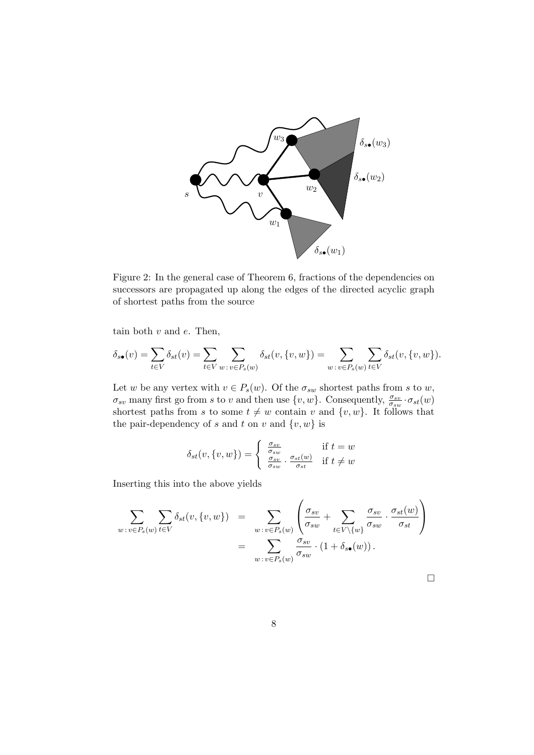Figure 2: In the general case of Theorem 6, fractions of the dependencies on successors are propagated up along the edges of the directed acyclic graph of shortest paths from the source

tain both $v$ and $e$. Then,

$$\delta_{s\bullet}(v) = \sum_{t \in V} \delta_{st}(v) = \sum_{t \in V} \sum_{w \colon v \in P_s(w)} \delta_{st}(v, \{v, w\}) = \sum_{w \colon v \in P_s(w)} \sum_{t \in V} \delta_{st}(v, \{v, w\}).$$

Let $w$ be any vertex with $v \in P_s(w)$. Of the $\sigma_{sw}$ shortest paths from $s$ to $w$, $\sigma_{sv}$ many first go from $s$ to $v$ and then use $\{v, w\}$. Consequently, $\frac{\sigma_{sv}}{\sigma_{sw}} \cdot \sigma_{st}(w)$ shortest paths from $s$ to some $t \neq w$ contain $v$ and $\{v, w\}$. It follows that the pair-dependency of $s$ and $t$ on $v$ and $\{v, w\}$ is

$$\delta_{st}(v, \{v, w\}) = \begin{cases} \frac{\sigma_{sv}}{\sigma_{sw}} & \text{if } t = w \\ \frac{\sigma_{sv}}{\sigma_{sw}} \cdot \frac{\sigma_{st}(w)}{\sigma_{st}} & \text{if } t \neq w \end{cases}$$

Inserting this into the above yields

$$\begin{aligned} \sum_{w \colon v \in P_s(w)} \sum_{t \in V} \delta_{st}(v, \{v, w\}) &= \sum_{w \colon v \in P_s(w)} \left( \frac{\sigma_{sv}}{\sigma_{sw}} + \sum_{t \in V \setminus \{w\}} \frac{\sigma_{sv}}{\sigma_{sw}} \cdot \frac{\sigma_{st}(w)}{\sigma_{st}} \right) \\ &= \sum_{w \colon v \in P_s(w)} \frac{\sigma_{sv}}{\sigma_{sw}} \cdot (1 + \delta_{s\bullet}(w)). \end{aligned}$$

□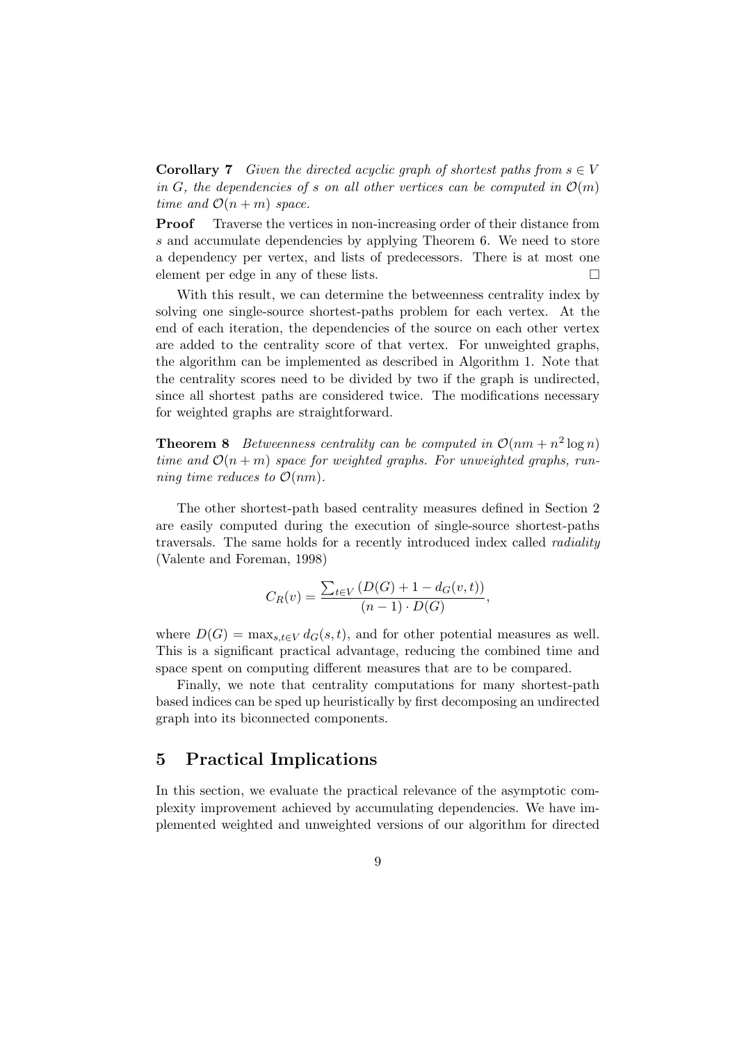**Corollary 7** *Given the directed acyclic graph of shortest paths from $s \in V$ in $G$, the dependencies of $s$ on all other vertices can be computed in $\mathcal{O}(m)$ time and $\mathcal{O}(n+m)$ space.*

**Proof** Traverse the vertices in non-increasing order of their distance from $s$ and accumulate dependencies by applying Theorem 6. We need to store a dependency per vertex, and lists of predecessors. There is at most one element per edge in any of these lists. □

With this result, we can determine the betweenness centrality index by solving one single-source shortest-paths problem for each vertex. At the end of each iteration, the dependencies of the source on each other vertex are added to the centrality score of that vertex. For unweighted graphs, the algorithm can be implemented as described in Algorithm 1. Note that the centrality scores need to be divided by two if the graph is undirected, since all shortest paths are considered twice. The modifications necessary for weighted graphs are straightforward.

**Theorem 8** *Betweenness centrality can be computed in $\mathcal{O}(nm + n^2 \log n)$ time and $\mathcal{O}(n+m)$ space for weighted graphs. For unweighted graphs, running time reduces to $\mathcal{O}(nm)$.*

The other shortest-path based centrality measures defined in Section 2 are easily computed during the execution of single-source shortest-paths traversals. The same holds for a recently introduced index called *radiality* (Valente and Foreman, 1998)

$$C_R(v) = \frac{\sum_{t \in V} (D(G) + 1 - d_G(v,t))}{(n-1) \cdot D(G)},$$

where $D(G) = \max_{s,t \in V} d_G(s,t)$, and for other potential measures as well. This is a significant practical advantage, reducing the combined time and space spent on computing different measures that are to be compared.

Finally, we note that centrality computations for many shortest-path based indices can be sped up heuristically by first decomposing an undirected graph into its biconnected components.

## 5 Practical Implications

In this section, we evaluate the practical relevance of the asymptotic complexity improvement achieved by accumulating dependencies. We have implemented weighted and unweighted versions of our algorithm for directed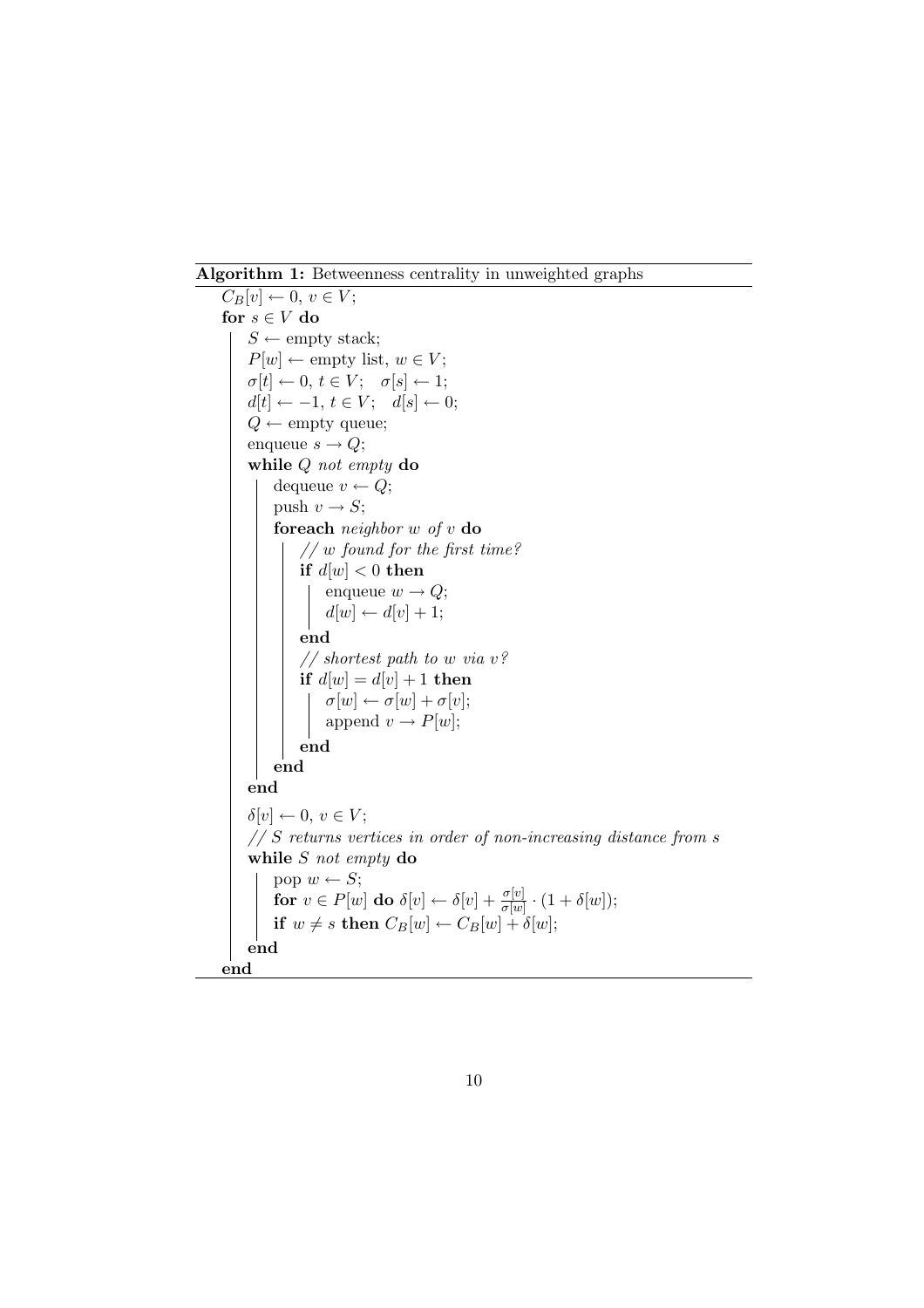**Algorithm 1:** Betweenness centrality in unweighted graphs

```
C_B[v] ← 0, v ∈ V;
for s ∈ V do
    S ← empty stack;
    P[w] ← empty list, w ∈ V;
    σ[t] ← 0, t ∈ V;   σ[s] ← 1;
    d[t] ← −1, t ∈ V;   d[s] ← 0;
    Q ← empty queue;
    enqueue s → Q;
    while Q not empty do
        dequeue v ← Q;
        push v → S;
        foreach neighbor w of v do
            // w found for the first time?
            if d[w] < 0 then
                enqueue w → Q;
                d[w] ← d[v] + 1;
            end
            // shortest path to w via v?
            if d[w] = d[v] + 1 then
                σ[w] ← σ[w] + σ[v];
                append v → P[w];
            end
        end
    end
    δ[v] ← 0, v ∈ V;
    // S returns vertices in order of non-increasing distance from s
    while S not empty do
        pop w ← S;
        for v ∈ P[w] do δ[v] ← δ[v] + (σ[v]/σ[w]) · (1 + δ[w]);
        if w ≠ s then C_B[w] ← C_B[w] + δ[w];
    end
end
```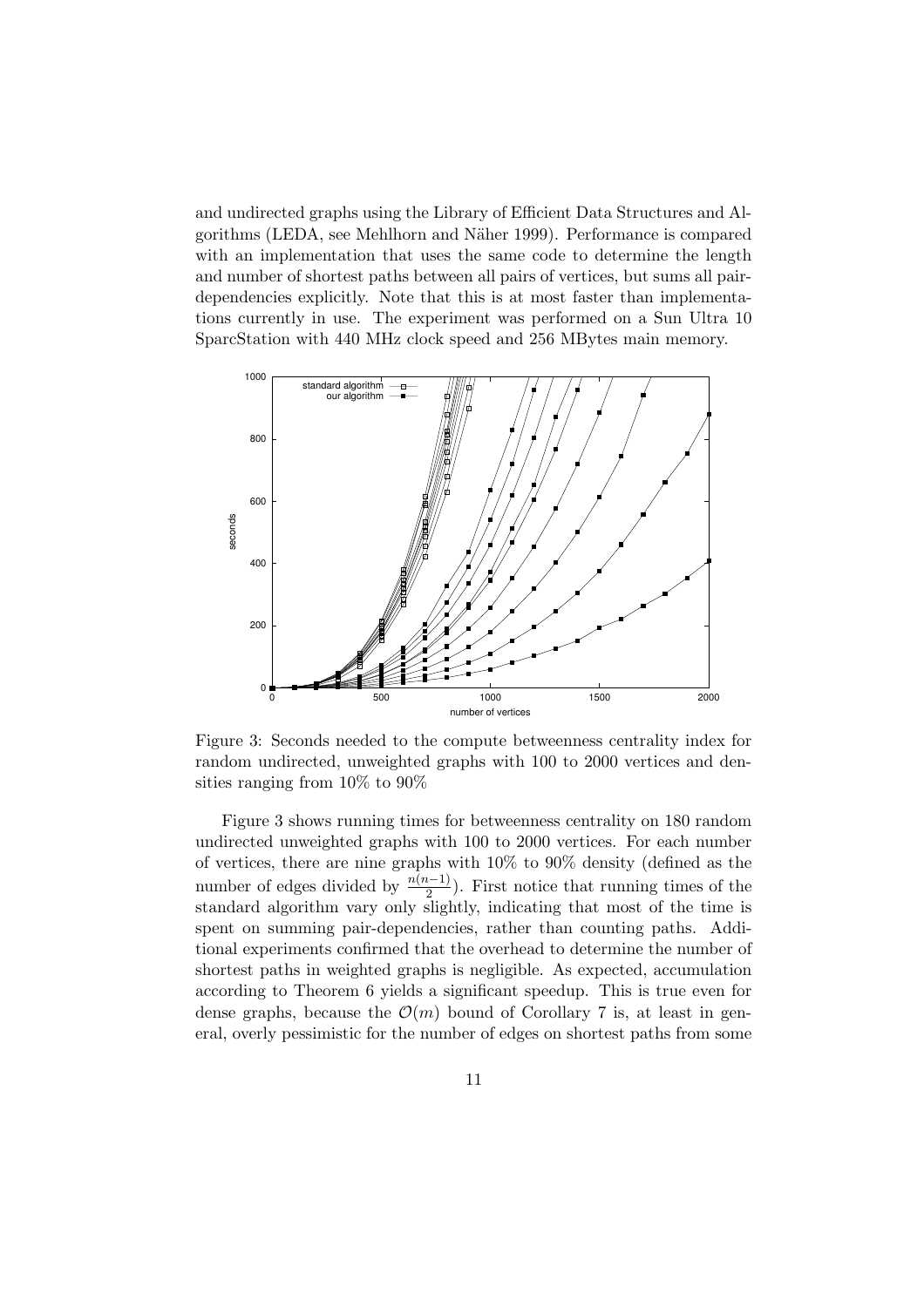and undirected graphs using the Library of Efficient Data Structures and Algorithms (LEDA, see Mehlhorn and Näher 1999). Performance is compared with an implementation that uses the same code to determine the length and number of shortest paths between all pairs of vertices, but sums all pair-dependencies explicitly. Note that this is at most faster than implementations currently in use. The experiment was performed on a Sun Ultra 10 SparcStation with 440 MHz clock speed and 256 MBytes main memory.

Figure 3: Seconds needed to the compute betweenness centrality index for random undirected, unweighted graphs with 100 to 2000 vertices and densities ranging from 10% to 90%

Figure 3 shows running times for betweenness centrality on 180 random undirected unweighted graphs with 100 to 2000 vertices. For each number of vertices, there are nine graphs with 10% to 90% density (defined as the number of edges divided by $\frac{n(n-1)}{2}$). First notice that running times of the standard algorithm vary only slightly, indicating that most of the time is spent on summing pair-dependencies, rather than counting paths. Additional experiments confirmed that the overhead to determine the number of shortest paths in weighted graphs is negligible. As expected, accumulation according to Theorem 6 yields a significant speedup. This is true even for dense graphs, because the $\mathcal{O}(m)$ bound of Corollary 7 is, at least in general, overly pessimistic for the number of edges on shortest paths from some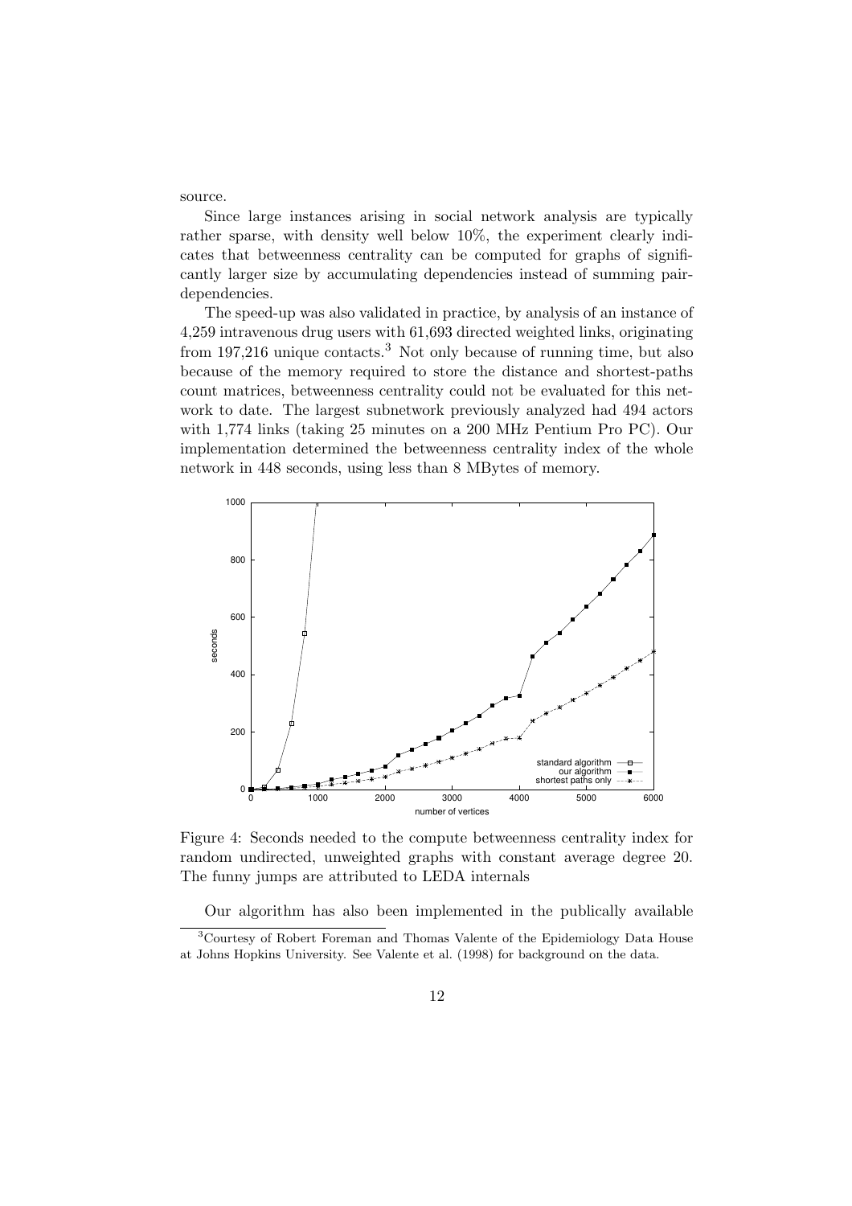source.

Since large instances arising in social network analysis are typically rather sparse, with density well below 10%, the experiment clearly indicates that betweenness centrality can be computed for graphs of significantly larger size by accumulating dependencies instead of summing pair-dependencies.

The speed-up was also validated in practice, by analysis of an instance of 4,259 intravenous drug users with 61,693 directed weighted links, originating from 197,216 unique contacts.[3] Not only because of running time, but also because of the memory required to store the distance and shortest-paths count matrices, betweenness centrality could not be evaluated for this network to date. The largest subnetwork previously analyzed had 494 actors with 1,774 links (taking 25 minutes on a 200 MHz Pentium Pro PC). Our implementation determined the betweenness centrality index of the whole network in 448 seconds, using less than 8 MBytes of memory.

Figure 4: Seconds needed to the compute betweenness centrality index for random undirected, unweighted graphs with constant average degree 20. The funny jumps are attributed to LEDA internals

Our algorithm has also been implemented in the publically available

[3] Courtesy of Robert Foreman and Thomas Valente of the Epidemiology Data House at Johns Hopkins University. See Valente et al. (1998) for background on the data.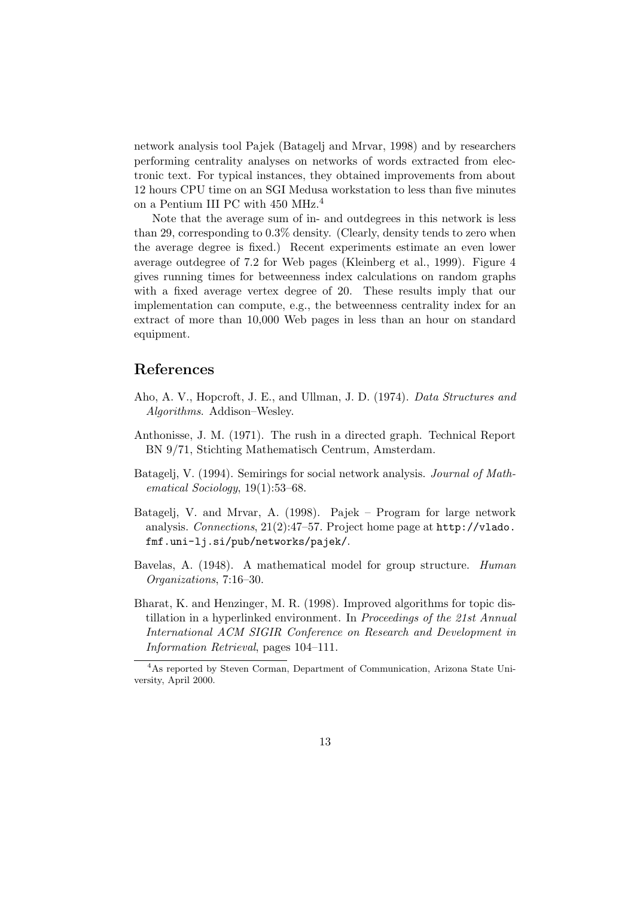network analysis tool Pajek (Batagelj and Mrvar, 1998) and by researchers performing centrality analyses on networks of words extracted from electronic text. For typical instances, they obtained improvements from about 12 hours CPU time on an SGI Medusa workstation to less than five minutes on a Pentium III PC with 450 MHz.[4]

Note that the average sum of in- and outdegrees in this network is less than 29, corresponding to 0.3% density. (Clearly, density tends to zero when the average degree is fixed.) Recent experiments estimate an even lower average outdegree of 7.2 for Web pages (Kleinberg et al., 1999). Figure 4 gives running times for betweenness index calculations on random graphs with a fixed average vertex degree of 20. These results imply that our implementation can compute, e.g., the betweenness centrality index for an extract of more than 10,000 Web pages in less than an hour on standard equipment.

## References

Aho, A. V., Hopcroft, J. E., and Ullman, J. D. (1974). *Data Structures and Algorithms*. Addison–Wesley.

Anthonisse, J. M. (1971). The rush in a directed graph. Technical Report BN 9/71, Stichting Mathematisch Centrum, Amsterdam.

Batagelj, V. (1994). Semirings for social network analysis. *Journal of Mathematical Sociology*, 19(1):53–68.

Batagelj, V. and Mrvar, A. (1998). Pajek – Program for large network analysis. *Connections*, 21(2):47–57. Project home page at `http://vlado.fmf.uni-lj.si/pub/networks/pajek/`.

Bavelas, A. (1948). A mathematical model for group structure. *Human Organizations*, 7:16–30.

Bharat, K. and Henzinger, M. R. (1998). Improved algorithms for topic distillation in a hyperlinked environment. In *Proceedings of the 21st Annual International ACM SIGIR Conference on Research and Development in Information Retrieval*, pages 104–111.

[4] As reported by Steven Corman, Department of Communication, Arizona State University, April 2000.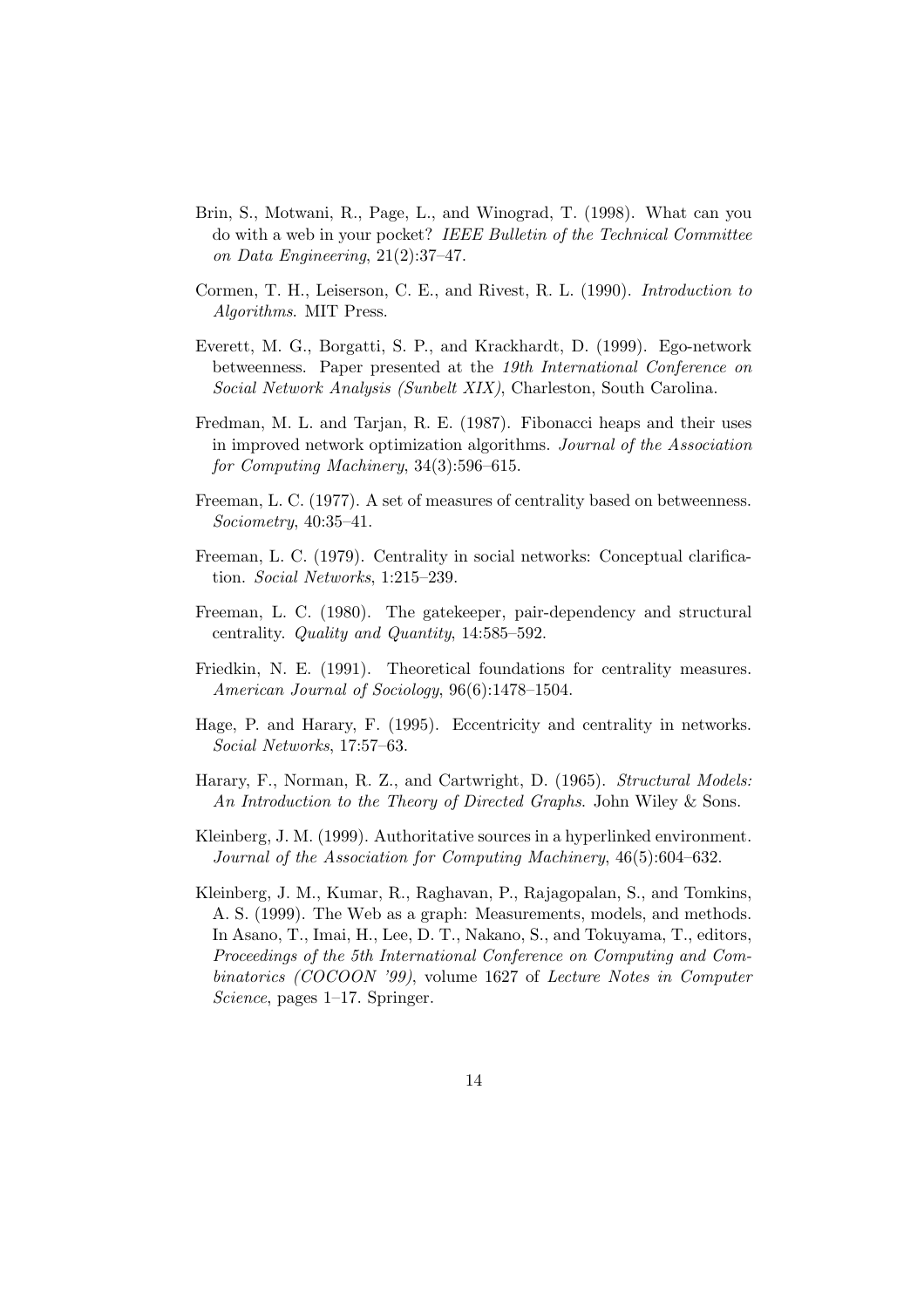Brin, S., Motwani, R., Page, L., and Winograd, T. (1998). What can you do with a web in your pocket? *IEEE Bulletin of the Technical Committee on Data Engineering*, 21(2):37–47.

Cormen, T. H., Leiserson, C. E., and Rivest, R. L. (1990). *Introduction to Algorithms*. MIT Press.

Everett, M. G., Borgatti, S. P., and Krackhardt, D. (1999). Ego-network betweenness. Paper presented at the *19th International Conference on Social Network Analysis (Sunbelt XIX)*, Charleston, South Carolina.

Fredman, M. L. and Tarjan, R. E. (1987). Fibonacci heaps and their uses in improved network optimization algorithms. *Journal of the Association for Computing Machinery*, 34(3):596–615.

Freeman, L. C. (1977). A set of measures of centrality based on betweenness. *Sociometry*, 40:35–41.

Freeman, L. C. (1979). Centrality in social networks: Conceptual clarification. *Social Networks*, 1:215–239.

Freeman, L. C. (1980). The gatekeeper, pair-dependency and structural centrality. *Quality and Quantity*, 14:585–592.

Friedkin, N. E. (1991). Theoretical foundations for centrality measures. *American Journal of Sociology*, 96(6):1478–1504.

Hage, P. and Harary, F. (1995). Eccentricity and centrality in networks. *Social Networks*, 17:57–63.

Harary, F., Norman, R. Z., and Cartwright, D. (1965). *Structural Models: An Introduction to the Theory of Directed Graphs*. John Wiley & Sons.

Kleinberg, J. M. (1999). Authoritative sources in a hyperlinked environment. *Journal of the Association for Computing Machinery*, 46(5):604–632.

Kleinberg, J. M., Kumar, R., Raghavan, P., Rajagopalan, S., and Tomkins, A. S. (1999). The Web as a graph: Measurements, models, and methods. In Asano, T., Imai, H., Lee, D. T., Nakano, S., and Tokuyama, T., editors, *Proceedings of the 5th International Conference on Computing and Combinatorics (COCOON '99)*, volume 1627 of *Lecture Notes in Computer Science*, pages 1–17. Springer.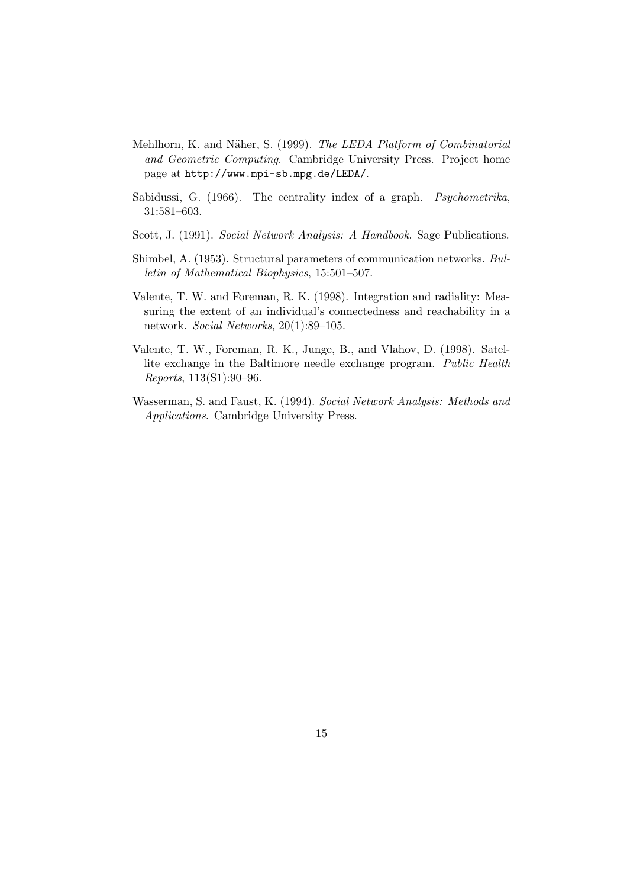Mehlhorn, K. and Näher, S. (1999). *The LEDA Platform of Combinatorial and Geometric Computing*. Cambridge University Press. Project home page at `http://www.mpi-sb.mpg.de/LEDA/`.

Sabidussi, G. (1966). The centrality index of a graph. *Psychometrika*, 31:581–603.

Scott, J. (1991). *Social Network Analysis: A Handbook*. Sage Publications.

Shimbel, A. (1953). Structural parameters of communication networks. *Bulletin of Mathematical Biophysics*, 15:501–507.

Valente, T. W. and Foreman, R. K. (1998). Integration and radiality: Measuring the extent of an individual's connectedness and reachability in a network. *Social Networks*, 20(1):89–105.

Valente, T. W., Foreman, R. K., Junge, B., and Vlahov, D. (1998). Satellite exchange in the Baltimore needle exchange program. *Public Health Reports*, 113(S1):90–96.

Wasserman, S. and Faust, K. (1994). *Social Network Analysis: Methods and Applications*. Cambridge University Press.